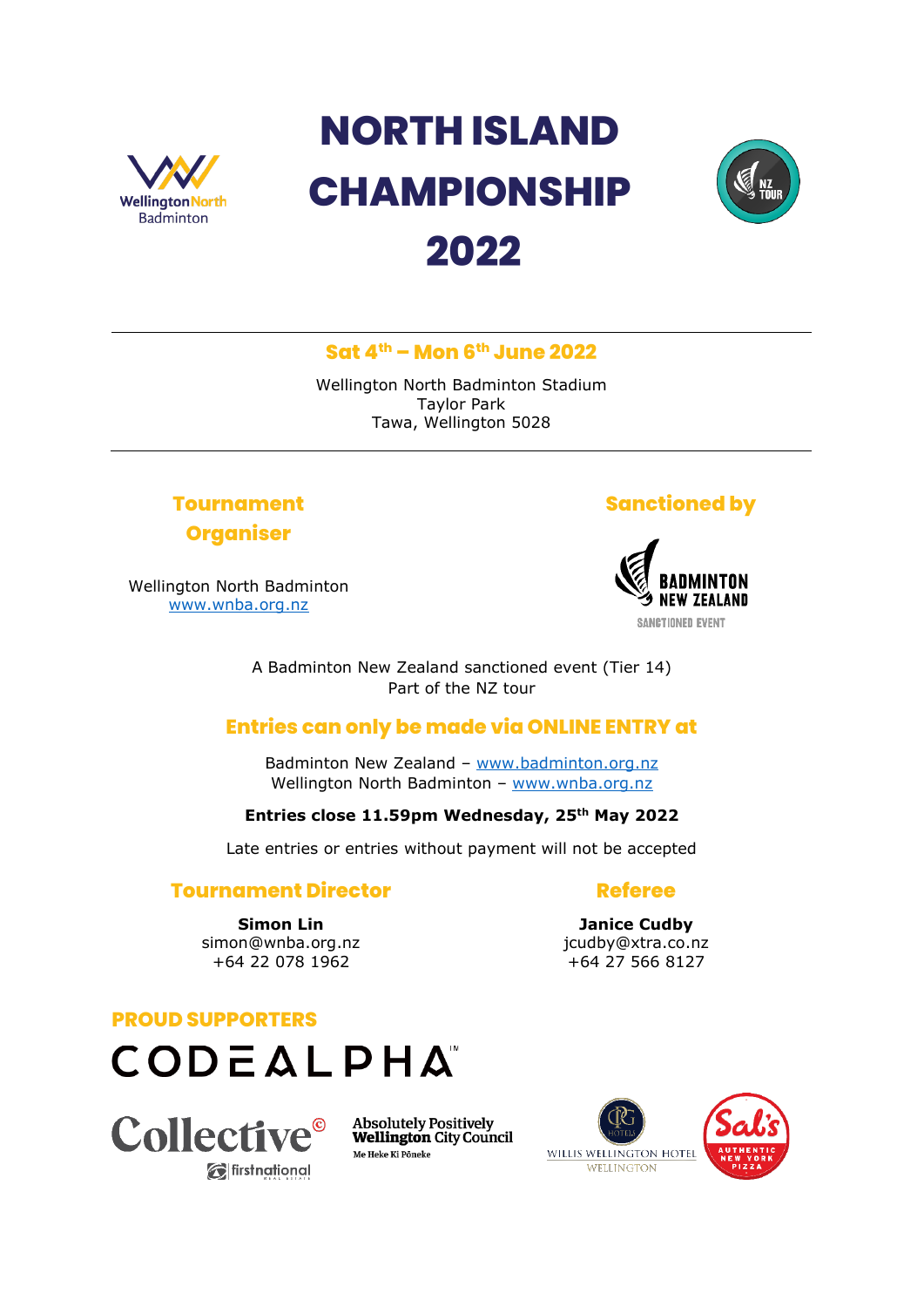# NORTH ISLAND CHAMPIONSHIP 2022

**Sat 4th – Mon 6th June 2022**

Wellington North Badminton Stadium
Taylor Park
Tawa, Wellington 5028

## Tournament Organiser

Wellington North Badminton
www.wnba.org.nz

## Sanctioned by

BADMINTON NEW ZEALAND
SANCTIONED EVENT

A Badminton New Zealand sanctioned event (Tier 14)
Part of the NZ tour

## Entries can only be made via ONLINE ENTRY at

Badminton New Zealand – www.badminton.org.nz
Wellington North Badminton – www.wnba.org.nz

**Entries close 11.59pm Wednesday, 25th May 2022**

Late entries or entries without payment will not be accepted

## Tournament Director

**Simon Lin**
simon@wnba.org.nz
+64 22 078 1962

## Referee

**Janice Cudby**
jcudby@xtra.co.nz
+64 27 566 8127

## PROUD SUPPORTERS

CODEALPHA

Collective firstnational

Absolutely Positively Wellington City Council
Me Heke Ki Pōneke

Willis Wellington Hotel Wellington

Sal's Authentic New York Pizza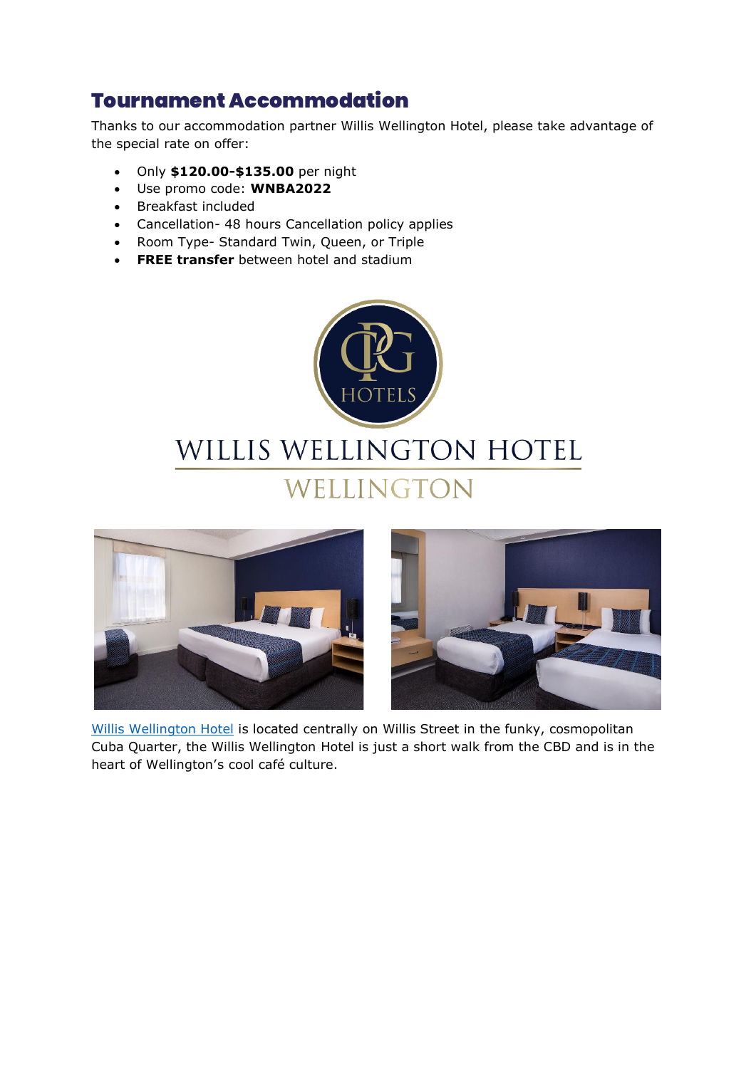## Tournament Accommodation

Thanks to our accommodation partner Willis Wellington Hotel, please take advantage of the special rate on offer:

- Only **$120.00-$135.00** per night
- Use promo code: **WNBA2022**
- Breakfast included
- Cancellation- 48 hours Cancellation policy applies
- Room Type- Standard Twin, Queen, or Triple
- **FREE transfer** between hotel and stadium

Willis Wellington Hotel is located centrally on Willis Street in the funky, cosmopolitan Cuba Quarter, the Willis Wellington Hotel is just a short walk from the CBD and is in the heart of Wellington's cool café culture.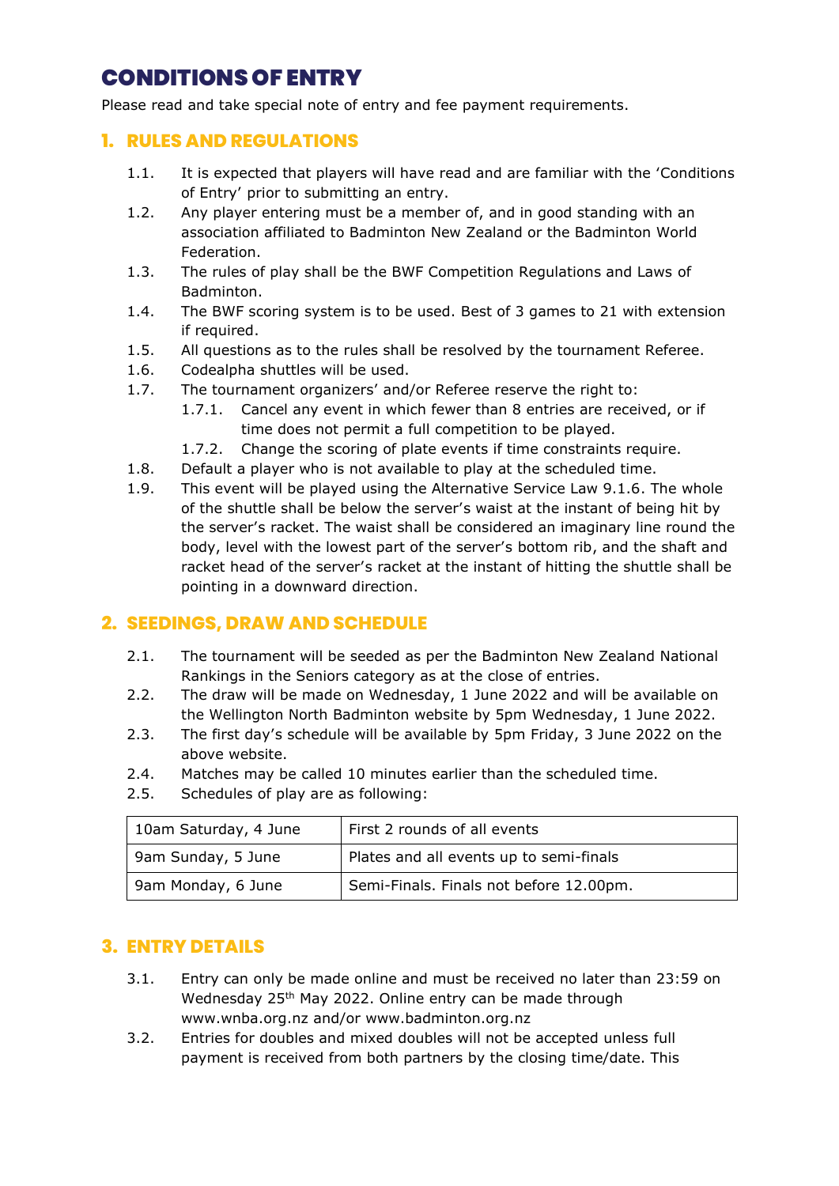# CONDITIONS OF ENTRY

Please read and take special note of entry and fee payment requirements.

## 1. RULES AND REGULATIONS

1.1. It is expected that players will have read and are familiar with the 'Conditions of Entry' prior to submitting an entry.

1.2. Any player entering must be a member of, and in good standing with an association affiliated to Badminton New Zealand or the Badminton World Federation.

1.3. The rules of play shall be the BWF Competition Regulations and Laws of Badminton.

1.4. The BWF scoring system is to be used. Best of 3 games to 21 with extension if required.

1.5. All questions as to the rules shall be resolved by the tournament Referee.

1.6. Codealpha shuttles will be used.

1.7. The tournament organizers' and/or Referee reserve the right to:

1.7.1. Cancel any event in which fewer than 8 entries are received, or if time does not permit a full competition to be played.

1.7.2. Change the scoring of plate events if time constraints require.

1.8. Default a player who is not available to play at the scheduled time.

1.9. This event will be played using the Alternative Service Law 9.1.6. The whole of the shuttle shall be below the server's waist at the instant of being hit by the server's racket. The waist shall be considered an imaginary line round the body, level with the lowest part of the server's bottom rib, and the shaft and racket head of the server's racket at the instant of hitting the shuttle shall be pointing in a downward direction.

## 2. SEEDINGS, DRAW AND SCHEDULE

2.1. The tournament will be seeded as per the Badminton New Zealand National Rankings in the Seniors category as at the close of entries.

2.2. The draw will be made on Wednesday, 1 June 2022 and will be available on the Wellington North Badminton website by 5pm Wednesday, 1 June 2022.

2.3. The first day's schedule will be available by 5pm Friday, 3 June 2022 on the above website.

2.4. Matches may be called 10 minutes earlier than the scheduled time.

2.5. Schedules of play are as following:

| | |
|---|---|
| 10am Saturday, 4 June | First 2 rounds of all events |
| 9am Sunday, 5 June | Plates and all events up to semi-finals |
| 9am Monday, 6 June | Semi-Finals. Finals not before 12.00pm. |

## 3. ENTRY DETAILS

3.1. Entry can only be made online and must be received no later than 23:59 on Wednesday 25th May 2022. Online entry can be made through www.wnba.org.nz and/or www.badminton.org.nz

3.2. Entries for doubles and mixed doubles will not be accepted unless full payment is received from both partners by the closing time/date. This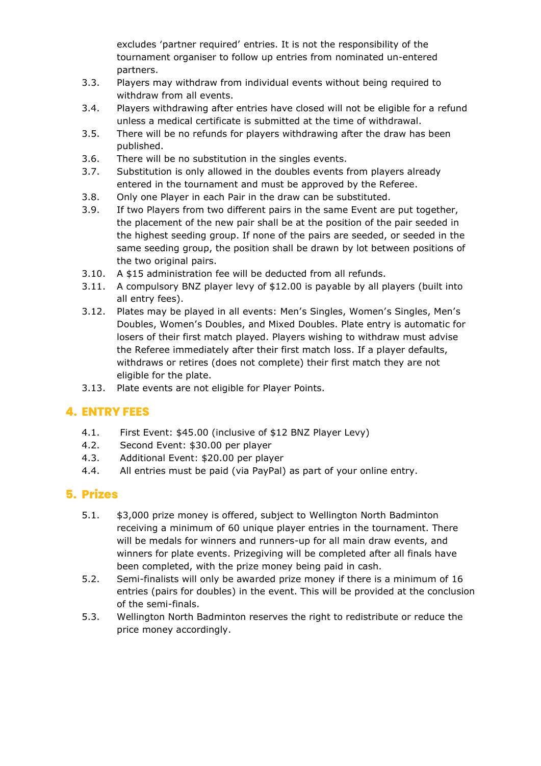excludes 'partner required' entries. It is not the responsibility of the tournament organiser to follow up entries from nominated un-entered partners.

3.3. Players may withdraw from individual events without being required to withdraw from all events.

3.4. Players withdrawing after entries have closed will not be eligible for a refund unless a medical certificate is submitted at the time of withdrawal.

3.5. There will be no refunds for players withdrawing after the draw has been published.

3.6. There will be no substitution in the singles events.

3.7. Substitution is only allowed in the doubles events from players already entered in the tournament and must be approved by the Referee.

3.8. Only one Player in each Pair in the draw can be substituted.

3.9. If two Players from two different pairs in the same Event are put together, the placement of the new pair shall be at the position of the pair seeded in the highest seeding group. If none of the pairs are seeded, or seeded in the same seeding group, the position shall be drawn by lot between positions of the two original pairs.

3.10. A $15 administration fee will be deducted from all refunds.

3.11. A compulsory BNZ player levy of $12.00 is payable by all players (built into all entry fees).

3.12. Plates may be played in all events: Men's Singles, Women's Singles, Men's Doubles, Women's Doubles, and Mixed Doubles. Plate entry is automatic for losers of their first match played. Players wishing to withdraw must advise the Referee immediately after their first match loss. If a player defaults, withdraws or retires (does not complete) their first match they are not eligible for the plate.

3.13. Plate events are not eligible for Player Points.

## 4. ENTRY FEES

4.1. First Event: $45.00 (inclusive of $12 BNZ Player Levy)

4.2. Second Event: $30.00 per player

4.3. Additional Event: $20.00 per player

4.4. All entries must be paid (via PayPal) as part of your online entry.

## 5. Prizes

5.1. $3,000 prize money is offered, subject to Wellington North Badminton receiving a minimum of 60 unique player entries in the tournament. There will be medals for winners and runners-up for all main draw events, and winners for plate events. Prizegiving will be completed after all finals have been completed, with the prize money being paid in cash.

5.2. Semi-finalists will only be awarded prize money if there is a minimum of 16 entries (pairs for doubles) in the event. This will be provided at the conclusion of the semi-finals.

5.3. Wellington North Badminton reserves the right to redistribute or reduce the price money accordingly.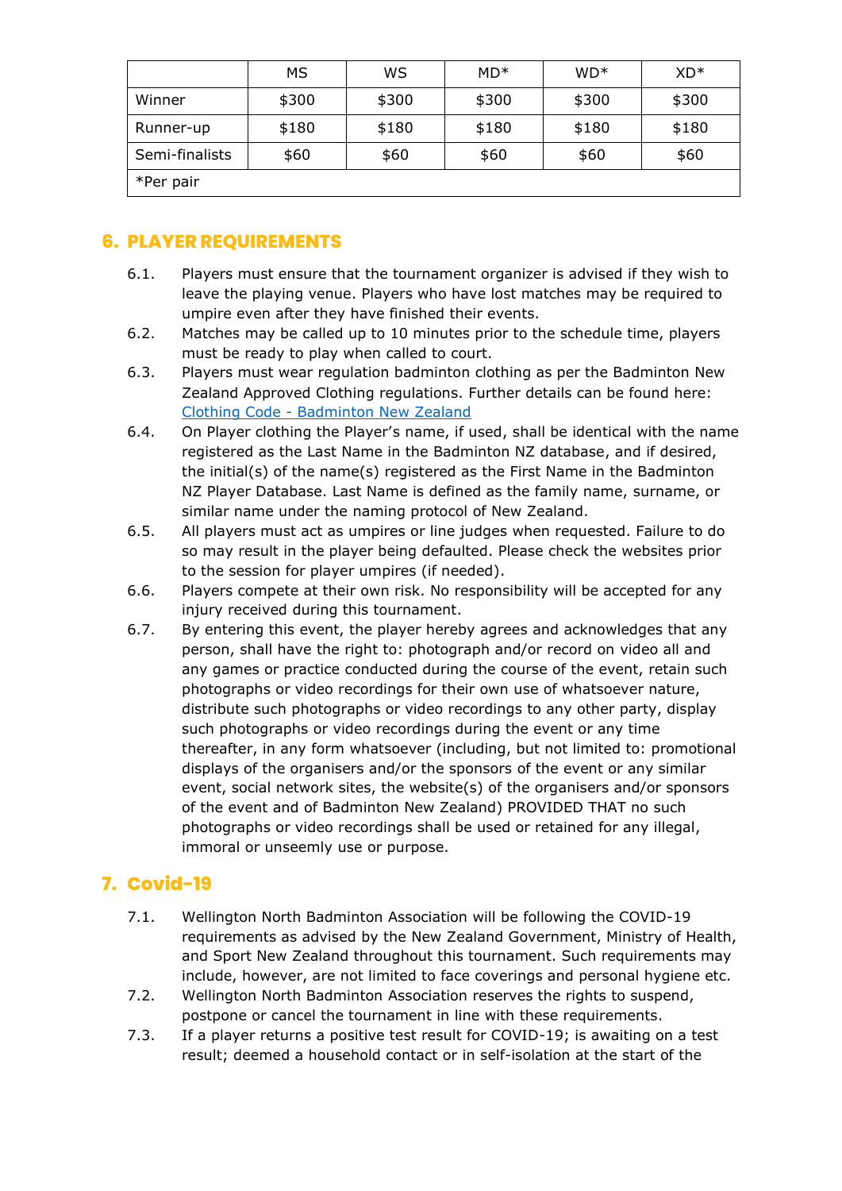| | MS | WS | MD* | WD* | XD* |
|---|---|---|---|---|---|
| Winner | $300 | $300 | $300 | $300 | $300 |
| Runner-up | $180 | $180 | $180 | $180 | $180 |
| Semi-finalists | $60 | $60 | $60 | $60 | $60 |
| *Per pair | | | | | |

## 6. PLAYER REQUIREMENTS

6.1. Players must ensure that the tournament organizer is advised if they wish to leave the playing venue. Players who have lost matches may be required to umpire even after they have finished their events.

6.2. Matches may be called up to 10 minutes prior to the schedule time, players must be ready to play when called to court.

6.3. Players must wear regulation badminton clothing as per the Badminton New Zealand Approved Clothing regulations. Further details can be found here: [Clothing Code - Badminton New Zealand]()

6.4. On Player clothing the Player's name, if used, shall be identical with the name registered as the Last Name in the Badminton NZ database, and if desired, the initial(s) of the name(s) registered as the First Name in the Badminton NZ Player Database. Last Name is defined as the family name, surname, or similar name under the naming protocol of New Zealand.

6.5. All players must act as umpires or line judges when requested. Failure to do so may result in the player being defaulted. Please check the websites prior to the session for player umpires (if needed).

6.6. Players compete at their own risk. No responsibility will be accepted for any injury received during this tournament.

6.7. By entering this event, the player hereby agrees and acknowledges that any person, shall have the right to: photograph and/or record on video all and any games or practice conducted during the course of the event, retain such photographs or video recordings for their own use of whatsoever nature, distribute such photographs or video recordings to any other party, display such photographs or video recordings during the event or any time thereafter, in any form whatsoever (including, but not limited to: promotional displays of the organisers and/or the sponsors of the event or any similar event, social network sites, the website(s) of the organisers and/or sponsors of the event and of Badminton New Zealand) PROVIDED THAT no such photographs or video recordings shall be used or retained for any illegal, immoral or unseemly use or purpose.

## 7. Covid-19

7.1. Wellington North Badminton Association will be following the COVID-19 requirements as advised by the New Zealand Government, Ministry of Health, and Sport New Zealand throughout this tournament. Such requirements may include, however, are not limited to face coverings and personal hygiene etc.

7.2. Wellington North Badminton Association reserves the rights to suspend, postpone or cancel the tournament in line with these requirements.

7.3. If a player returns a positive test result for COVID-19; is awaiting on a test result; deemed a household contact or in self-isolation at the start of the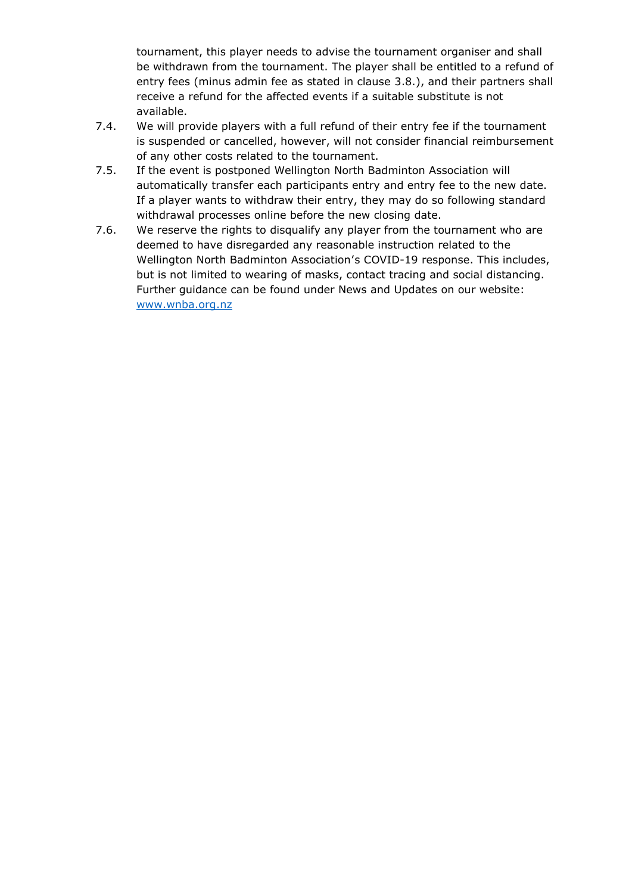tournament, this player needs to advise the tournament organiser and shall be withdrawn from the tournament. The player shall be entitled to a refund of entry fees (minus admin fee as stated in clause 3.8.), and their partners shall receive a refund for the affected events if a suitable substitute is not available.

7.4. We will provide players with a full refund of their entry fee if the tournament is suspended or cancelled, however, will not consider financial reimbursement of any other costs related to the tournament.

7.5. If the event is postponed Wellington North Badminton Association will automatically transfer each participants entry and entry fee to the new date. If a player wants to withdraw their entry, they may do so following standard withdrawal processes online before the new closing date.

7.6. We reserve the rights to disqualify any player from the tournament who are deemed to have disregarded any reasonable instruction related to the Wellington North Badminton Association's COVID-19 response. This includes, but is not limited to wearing of masks, contact tracing and social distancing. Further guidance can be found under News and Updates on our website: [www.wnba.org.nz](http://www.wnba.org.nz)